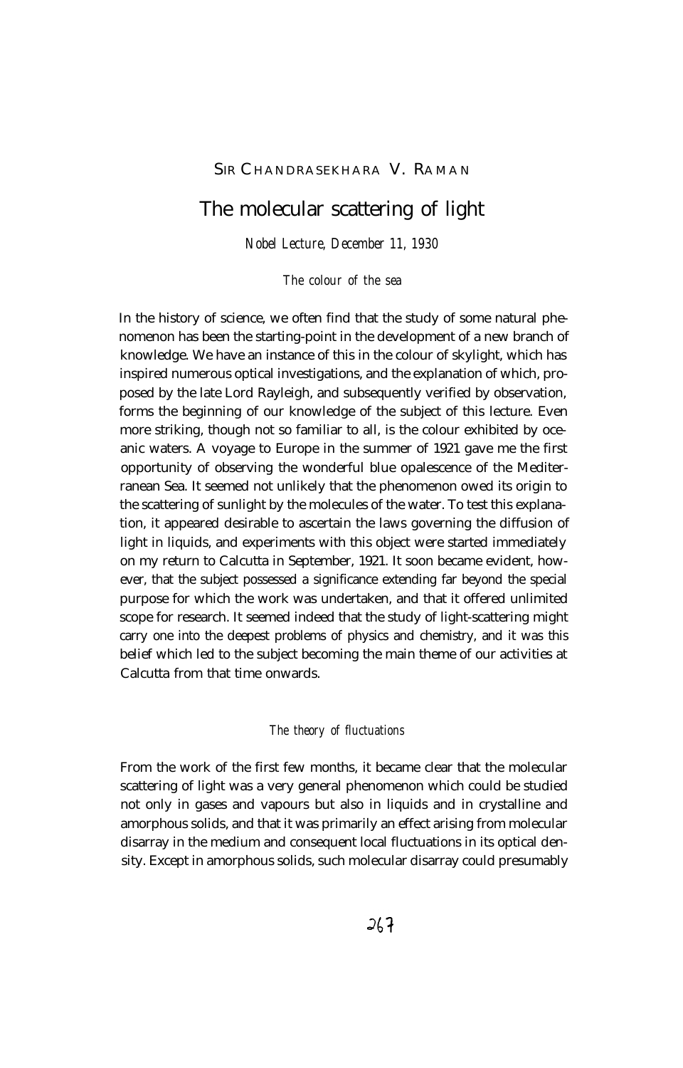SIR CHANDRASEKHARA V. RAMAN

# The molecular scattering of light

*Nobel Lecture, December 11, 1930*

## *The colour of the sea*

In the history of science, we often find that the study of some natural phenomenon has been the starting-point in the development of a new branch of knowledge. We have an instance of this in the colour of skylight, which has inspired numerous optical investigations, and the explanation of which, proposed by the late Lord Rayleigh, and subsequently verified by observation, forms the beginning of our knowledge of the subject of this lecture. Even more striking, though not so familiar to all, is the colour exhibited by oceanic waters. A voyage to Europe in the summer of 1921 gave me the first opportunity of observing the wonderful blue opalescence of the Mediterranean Sea. It seemed not unlikely that the phenomenon owed its origin to the scattering of sunlight by the molecules of the water. To test this explanation, it appeared desirable to ascertain the laws governing the diffusion of light in liquids, and experiments with this object were started immediately on my return to Calcutta in September, 1921. It soon became evident, however, that the subject possessed a significance extending far beyond the special purpose for which the work was undertaken, and that it offered unlimited scope for research. It seemed indeed that the study of light-scattering might carry one into the deepest problems of physics and chemistry, and it was this belief which led to the subject becoming the main theme of our activities at Calcutta from that time onwards.

## *The theory of fluctuations*

From the work of the first few months, it became clear that the molecular scattering of light was a very general phenomenon which could be studied not only in gases and vapours but also in liquids and in crystalline and amorphous solids, and that it was primarily an effect arising from molecular disarray in the medium and consequent local fluctuations in its optical density. Except in amorphous solids, such molecular disarray could presumably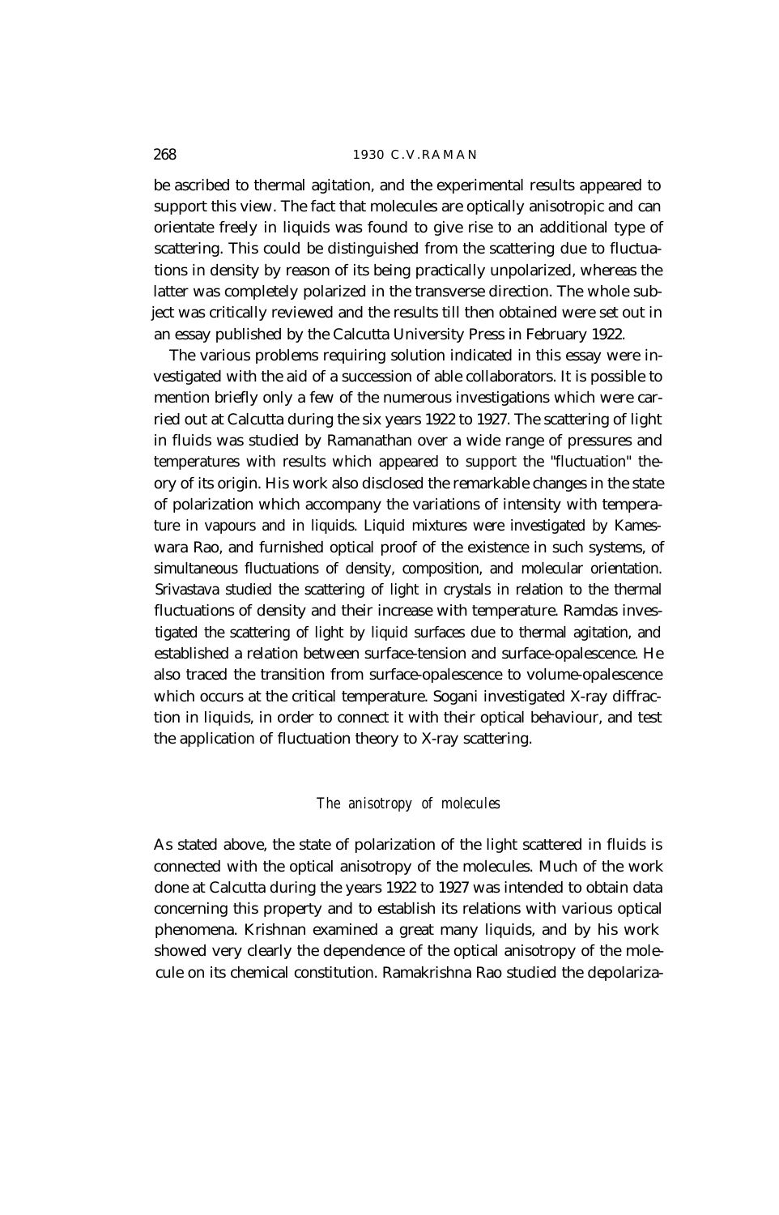be ascribed to thermal agitation, and the experimental results appeared to support this view. The fact that molecules are optically anisotropic and can orientate freely in liquids was found to give rise to an additional type of scattering. This could be distinguished from the scattering due to fluctuations in density by reason of its being practically unpolarized, whereas the latter was completely polarized in the transverse direction. The whole subject was critically reviewed and the results till then obtained were set out in an essay published by the Calcutta University Press in February 1922.

The various problems requiring solution indicated in this essay were investigated with the aid of a succession of able collaborators. It is possible to mention briefly only a few of the numerous investigations which were carried out at Calcutta during the six years 1922 to 1927. The scattering of light in fluids was studied by Ramanathan over a wide range of pressures and temperatures with results which appeared to support the "fluctuation" theory of its origin. His work also disclosed the remarkable changes in the state of polarization which accompany the variations of intensity with temperature in vapours and in liquids. Liquid mixtures were investigated by Kameswara Rao, and furnished optical proof of the existence in such systems, of simultaneous fluctuations of density, composition, and molecular orientation. Srivastava studied the scattering of light in crystals in relation to the thermal fluctuations of density and their increase with temperature. Ramdas investigated the scattering of light by liquid surfaces due to thermal agitation, and established a relation between surface-tension and surface-opalescence. He also traced the transition from surface-opalescence to volume-opalescence which occurs at the critical temperature. Sogani investigated X-ray diffraction in liquids, in order to connect it with their optical behaviour, and test the application of fluctuation theory to X-ray scattering.

## *The anisotropy of molecules*

As stated above, the state of polarization of the light scattered in fluids is connected with the optical anisotropy of the molecules. Much of the work done at Calcutta during the years 1922 to 1927 was intended to obtain data concerning this property and to establish its relations with various optical phenomena. Krishnan examined a great many liquids, and by his work showed very clearly the dependence of the optical anisotropy of the molecule on its chemical constitution. Ramakrishna Rao studied the depolariza-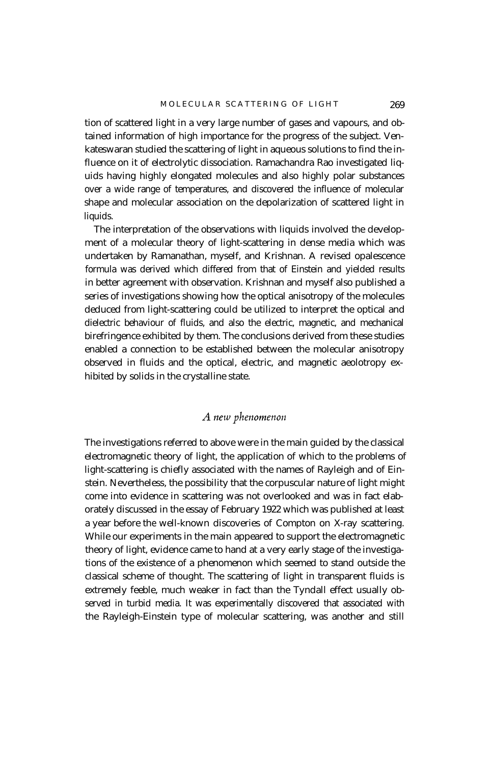tion of scattered light in a very large number of gases and vapours, and obtained information of high importance for the progress of the subject. Venkateswaran studied the scattering of light in aqueous solutions to find the influence on it of electrolytic dissociation. Ramachandra Rao investigated liquids having highly elongated molecules and also highly polar substances over a wide range of temperatures, and discovered the influence of molecular shape and molecular association on the depolarization of scattered light in liquids.

The interpretation of the observations with liquids involved the development of a molecular theory of light-scattering in dense media which was undertaken by Ramanathan, myself, and Krishnan. A revised opalescence formula was derived which differed from that of Einstein and yielded results in better agreement with observation. Krishnan and myself also published a series of investigations showing how the optical anisotropy of the molecules deduced from light-scattering could be utilized to interpret the optical and dielectric behaviour of fluids, and also the electric, magnetic, and mechanical birefringence exhibited by them. The conclusions derived from these studies enabled a connection to be established between the molecular anisotropy observed in fluids and the optical, electric, and magnetic aeolotropy exhibited by solids in the crystalline state.

## *A new phenomenon*

The investigations referred to above were in the main guided by the classical electromagnetic theory of light, the application of which to the problems of light-scattering is chiefly associated with the names of Rayleigh and of Einstein. Nevertheless, the possibility that the corpuscular nature of light might come into evidence in scattering was not overlooked and was in fact elaborately discussed in the essay of February 1922 which was published at least a year before the well-known discoveries of Compton on X-ray scattering. While our experiments in the main appeared to support the electromagnetic theory of light, evidence came to hand at a very early stage of the investigations of the existence of a phenomenon which seemed to stand outside the classical scheme of thought. The scattering of light in transparent fluids is extremely feeble, much weaker in fact than the Tyndall effect usually observed in turbid media. It was experimentally discovered that associated with the Rayleigh-Einstein type of molecular scattering, was another and still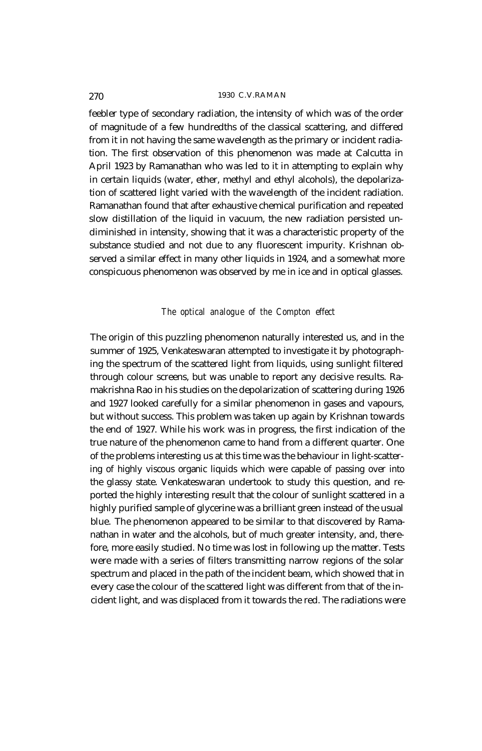feebler type of secondary radiation, the intensity of which was of the order of magnitude of a few hundredths of the classical scattering, and differed from it in not having the same wavelength as the primary or incident radiation. The first observation of this phenomenon was made at Calcutta in April 1923 by Ramanathan who was led to it in attempting to explain why in certain liquids (water, ether, methyl and ethyl alcohols), the depolarization of scattered light varied with the wavelength of the incident radiation. Ramanathan found that after exhaustive chemical purification and repeated slow distillation of the liquid in vacuum, the new radiation persisted undiminished in intensity, showing that it was a characteristic property of the substance studied and not due to any fluorescent impurity. Krishnan observed a similar effect in many other liquids in 1924, and a somewhat more conspicuous phenomenon was observed by me in ice and in optical glasses.

### *The optical analogue of the Compton effect*

The origin of this puzzling phenomenon naturally interested us, and in the summer of 1925, Venkateswaran attempted to investigate it by photographing the spectrum of the scattered light from liquids, using sunlight filtered through colour screens, but was unable to report any decisive results. Ramakrishna Rao in his studies on the depolarization of scattering during 1926 and 1927 looked carefully for a similar phenomenon in gases and vapours, but without success. This problem was taken up again by Krishnan towards the end of 1927. While his work was in progress, the first indication of the true nature of the phenomenon came to hand from a different quarter. One of the problems interesting us at this time was the behaviour in light-scattering of highly viscous organic liquids which were capable of passing over into the glassy state. Venkateswaran undertook to study this question, and reported the highly interesting result that the colour of sunlight scattered in a highly purified sample of glycerine was a brilliant green instead of the usual blue. The phenomenon appeared to be similar to that discovered by Ramanathan in water and the alcohols, but of much greater intensity, and, therefore, more easily studied. No time was lost in following up the matter. Tests were made with a series of filters transmitting narrow regions of the solar spectrum and placed in the path of the incident beam, which showed that in every case the colour of the scattered light was different from that of the incident light, and was displaced from it towards the red. The radiations were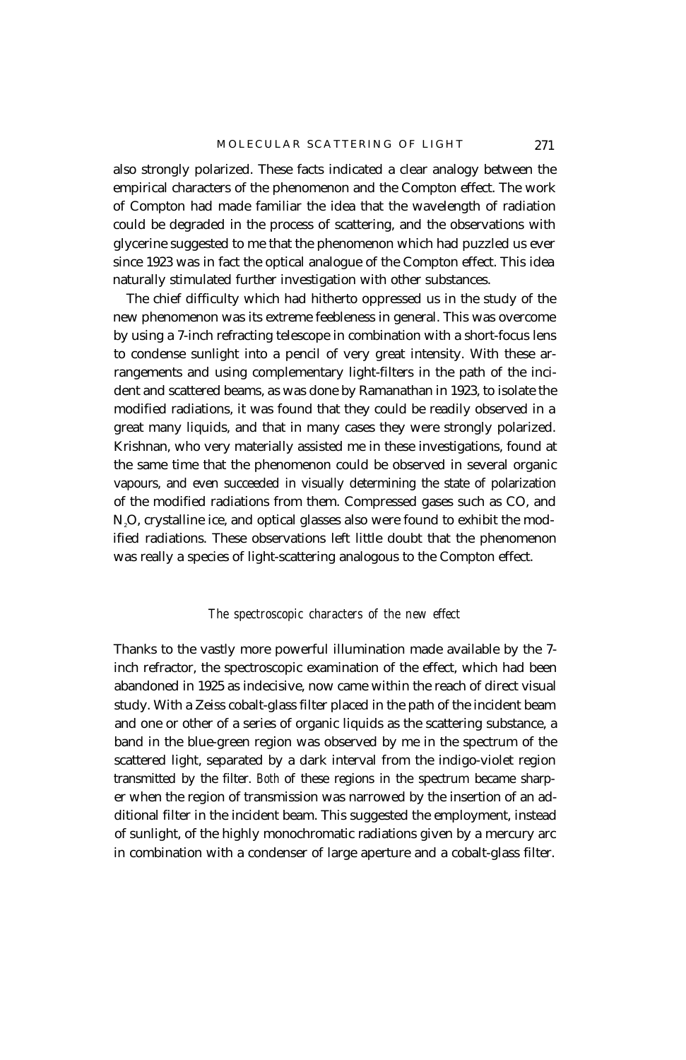also strongly polarized. These facts indicated a clear analogy between the empirical characters of the phenomenon and the Compton effect. The work of Compton had made familiar the idea that the wavelength of radiation could be degraded in the process of scattering, and the observations with glycerine suggested to me that the phenomenon which had puzzled us ever since 1923 was in fact the optical analogue of the Compton effect. This idea naturally stimulated further investigation with other substances.

The chief difficulty which had hitherto oppressed us in the study of the new phenomenon was its extreme feebleness in general. This was overcome by using a 7-inch refracting telescope in combination with a short-focus lens to condense sunlight into a pencil of very great intensity. With these arrangements and using complementary light-filters in the path of the incident and scattered beams, as was done by Ramanathan in 1923, to isolate the modified radiations, it was found that they could be readily observed in a great many liquids, and that in many cases they were strongly polarized. Krishnan, who very materially assisted me in these investigations, found at the same time that the phenomenon could be observed in several organic vapours, and even succeeded in visually determining the state of polarization of the modified radiations from them. Compressed gases such as CO, and $N_2O$, crystalline ice, and optical glasses also were found to exhibit the modified radiations. These observations left little doubt that the phenomenon was really a species of light-scattering analogous to the Compton effect.

### *The spectroscopic characters of the new effect*

Thanks to the vastly more powerful illumination made available by the 7-inch refractor, the spectroscopic examination of the effect, which had been abandoned in 1925 as indecisive, now came within the reach of direct visual study. With a Zeiss cobalt-glass filter placed in the path of the incident beam and one or other of a series of organic liquids as the scattering substance, a band in the blue-green region was observed by me in the spectrum of the scattered light, separated by a dark interval from the indigo-violet region transmitted by the filter. Both of these regions in the spectrum became sharper when the region of transmission was narrowed by the insertion of an additional filter in the incident beam. This suggested the employment, instead of sunlight, of the highly monochromatic radiations given by a mercury arc in combination with a condenser of large aperture and a cobalt-glass filter.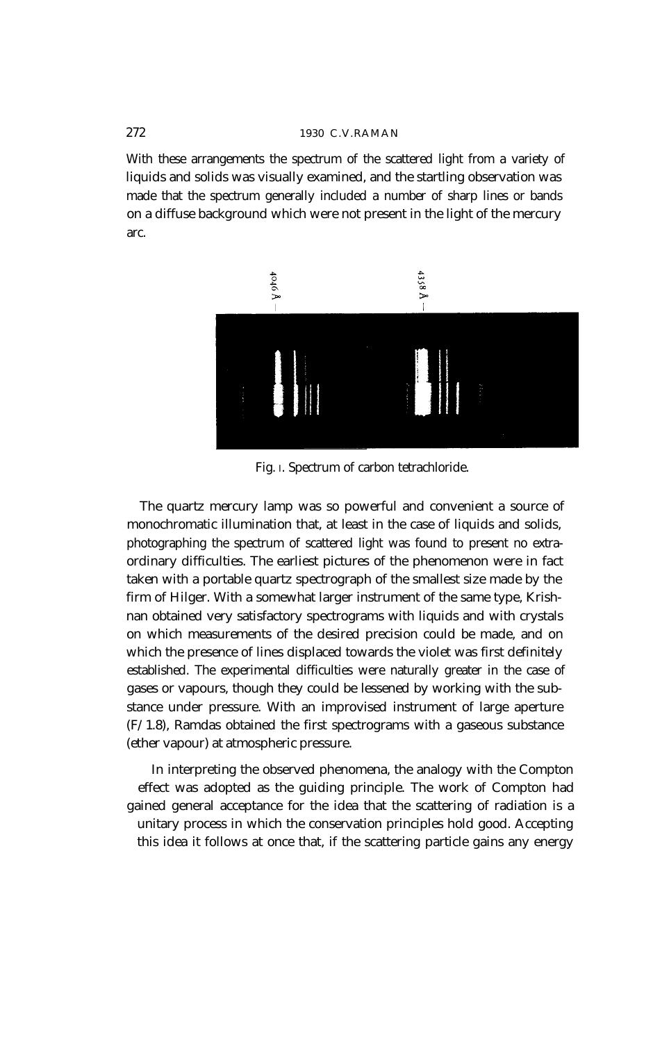With these arrangements the spectrum of the scattered light from a variety of liquids and solids was visually examined, and the startling observation was made that the spectrum generally included a number of sharp lines or bands on a diffuse background which were not present in the light of the mercury arc.

Fig. 1. Spectrum of carbon tetrachloride.

The quartz mercury lamp was so powerful and convenient a source of monochromatic illumination that, at least in the case of liquids and solids, photographing the spectrum of scattered light was found to present no extraordinary difficulties. The earliest pictures of the phenomenon were in fact taken with a portable quartz spectrograph of the smallest size made by the firm of Hilger. With a somewhat larger instrument of the same type, Krishnan obtained very satisfactory spectrograms with liquids and with crystals on which measurements of the desired precision could be made, and on which the presence of lines displaced towards the violet was first definitely established. The experimental difficulties were naturally greater in the case of gases or vapours, though they could be lessened by working with the substance under pressure. With an improvised instrument of large aperture (F/1.8), Ramdas obtained the first spectrograms with a gaseous substance (ether vapour) at atmospheric pressure.

In interpreting the observed phenomena, the analogy with the Compton effect was adopted as the guiding principle. The work of Compton had gained general acceptance for the idea that the scattering of radiation is a unitary process in which the conservation principles hold good. Accepting this idea it follows at once that, if the scattering particle gains any energy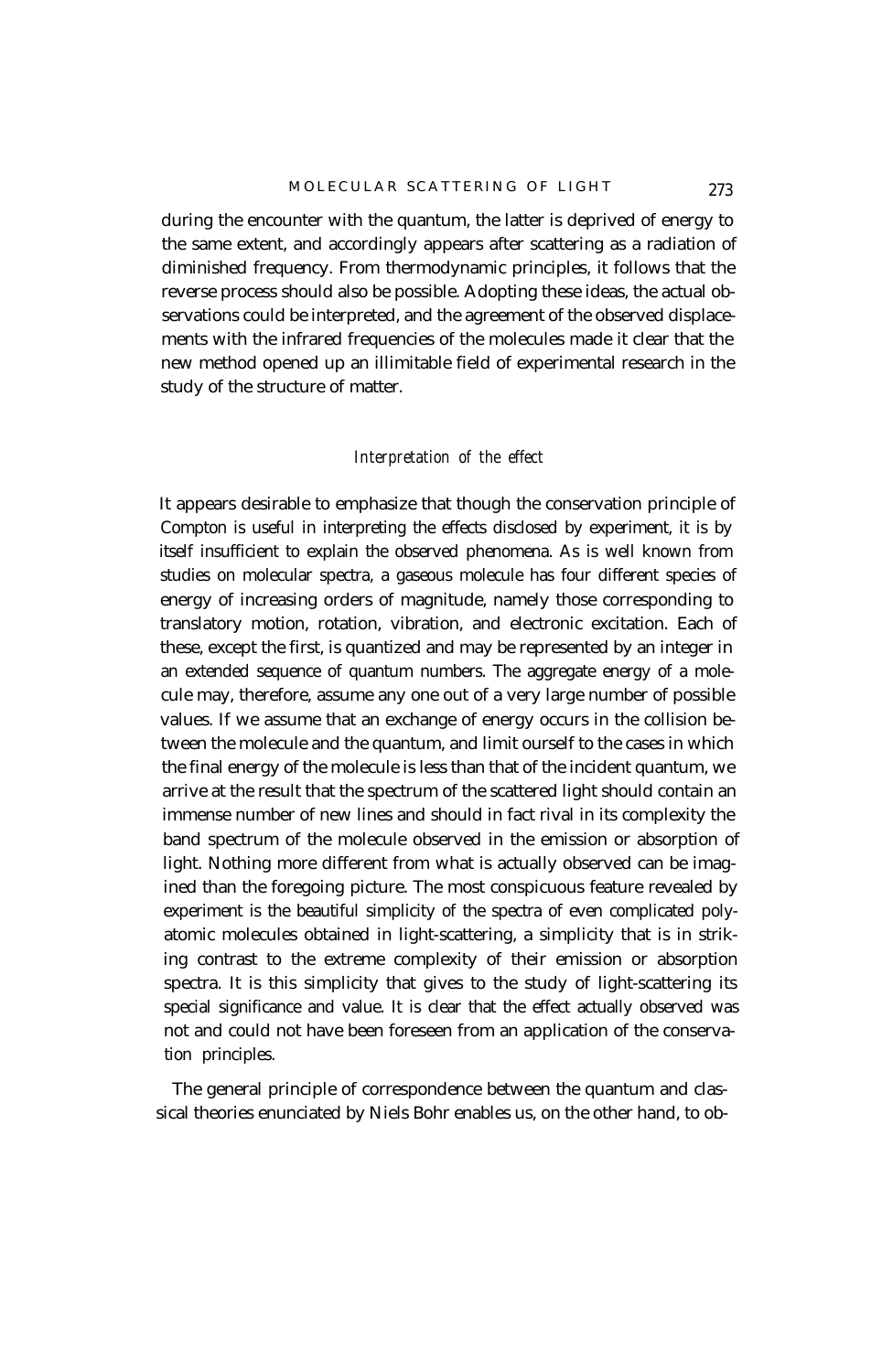during the encounter with the quantum, the latter is deprived of energy to the same extent, and accordingly appears after scattering as a radiation of diminished frequency. From thermodynamic principles, it follows that the reverse process should also be possible. Adopting these ideas, the actual observations could be interpreted, and the agreement of the observed displacements with the infrared frequencies of the molecules made it clear that the new method opened up an illimitable field of experimental research in the study of the structure of matter.

### *Interpretation of the effect*

It appears desirable to emphasize that though the conservation principle of Compton is useful in interpreting the effects disclosed by experiment, it is by itself insufficient to explain the observed phenomena. As is well known from studies on molecular spectra, a gaseous molecule has four different species of energy of increasing orders of magnitude, namely those corresponding to translatory motion, rotation, vibration, and electronic excitation. Each of these, except the first, is quantized and may be represented by an integer in an extended sequence of quantum numbers. The aggregate energy of a molecule may, therefore, assume any one out of a very large number of possible values. If we assume that an exchange of energy occurs in the collision between the molecule and the quantum, and limit ourself to the cases in which the final energy of the molecule is less than that of the incident quantum, we arrive at the result that the spectrum of the scattered light should contain an immense number of new lines and should in fact rival in its complexity the band spectrum of the molecule observed in the emission or absorption of light. Nothing more different from what is actually observed can be imagined than the foregoing picture. The most conspicuous feature revealed by experiment is the beautiful simplicity of the spectra of even complicated polyatomic molecules obtained in light-scattering, a simplicity that is in striking contrast to the extreme complexity of their emission or absorption spectra. It is this simplicity that gives to the study of light-scattering its special significance and value. It is clear that the effect actually observed was not and could not have been foreseen from an application of the conservation principles.

The general principle of correspondence between the quantum and classical theories enunciated by Niels Bohr enables us, on the other hand, to ob-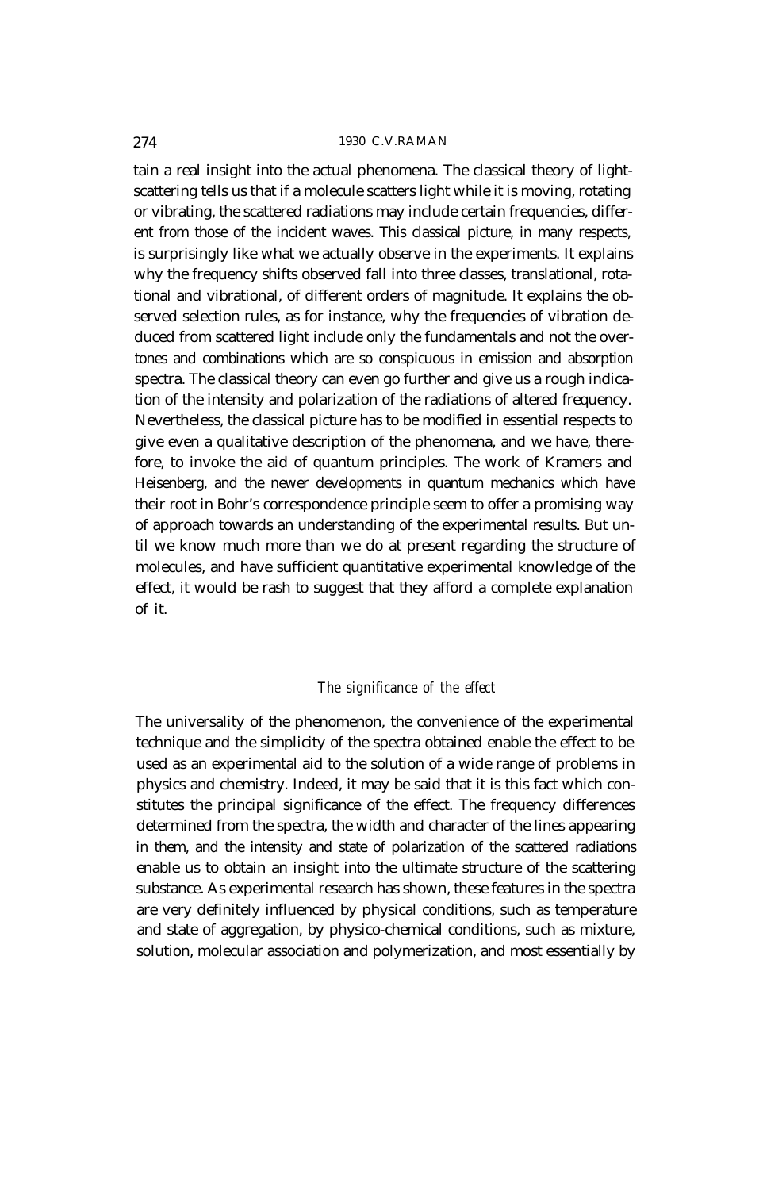tain a real insight into the actual phenomena. The classical theory of light-scattering tells us that if a molecule scatters light while it is moving, rotating or vibrating, the scattered radiations may include certain frequencies, different from those of the incident waves. This classical picture, in many respects, is surprisingly like what we actually observe in the experiments. It explains why the frequency shifts observed fall into three classes, translational, rotational and vibrational, of different orders of magnitude. It explains the observed selection rules, as for instance, why the frequencies of vibration deduced from scattered light include only the fundamentals and not the overtones and combinations which are so conspicuous in emission and absorption spectra. The classical theory can even go further and give us a rough indication of the intensity and polarization of the radiations of altered frequency. Nevertheless, the classical picture has to be modified in essential respects to give even a qualitative description of the phenomena, and we have, therefore, to invoke the aid of quantum principles. The work of Kramers and Heisenberg, and the newer developments in quantum mechanics which have their root in Bohr's correspondence principle seem to offer a promising way of approach towards an understanding of the experimental results. But until we know much more than we do at present regarding the structure of molecules, and have sufficient quantitative experimental knowledge of the effect, it would be rash to suggest that they afford a complete explanation of it.

### *The significance of the effect*

The universality of the phenomenon, the convenience of the experimental technique and the simplicity of the spectra obtained enable the effect to be used as an experimental aid to the solution of a wide range of problems in physics and chemistry. Indeed, it may be said that it is this fact which constitutes the principal significance of the effect. The frequency differences determined from the spectra, the width and character of the lines appearing in them, and the intensity and state of polarization of the scattered radiations enable us to obtain an insight into the ultimate structure of the scattering substance. As experimental research has shown, these features in the spectra are very definitely influenced by physical conditions, such as temperature and state of aggregation, by physico-chemical conditions, such as mixture, solution, molecular association and polymerization, and most essentially by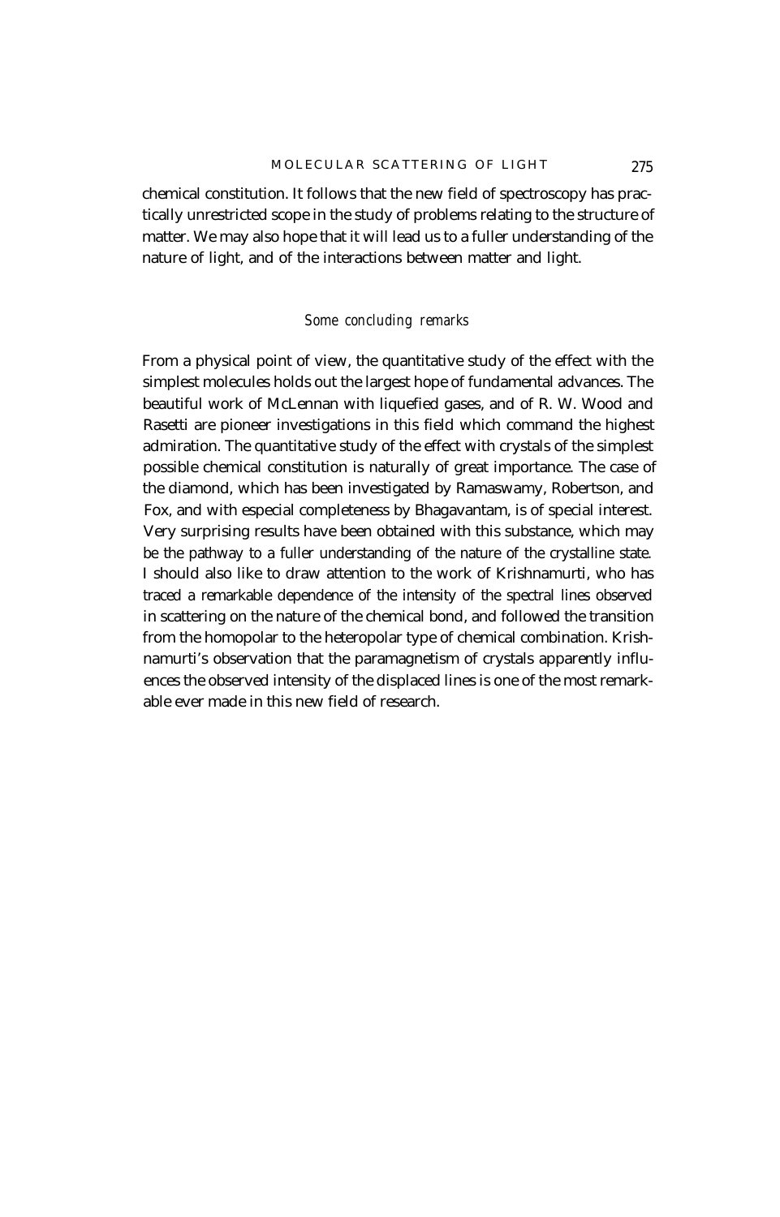chemical constitution. It follows that the new field of spectroscopy has practically unrestricted scope in the study of problems relating to the structure of matter. We may also hope that it will lead us to a fuller understanding of the nature of light, and of the interactions between matter and light.

## *Some concluding remarks*

From a physical point of view, the quantitative study of the effect with the simplest molecules holds out the largest hope of fundamental advances. The beautiful work of McLennan with liquefied gases, and of R. W. Wood and Rasetti are pioneer investigations in this field which command the highest admiration. The quantitative study of the effect with crystals of the simplest possible chemical constitution is naturally of great importance. The case of the diamond, which has been investigated by Ramaswamy, Robertson, and Fox, and with especial completeness by Bhagavantam, is of special interest. Very surprising results have been obtained with this substance, which may be the pathway to a fuller understanding of the nature of the crystalline state. I should also like to draw attention to the work of Krishnamurti, who has traced a remarkable dependence of the intensity of the spectral lines observed in scattering on the nature of the chemical bond, and followed the transition from the homopolar to the heteropolar type of chemical combination. Krishnamurti's observation that the paramagnetism of crystals apparently influences the observed intensity of the displaced lines is one of the most remarkable ever made in this new field of research.